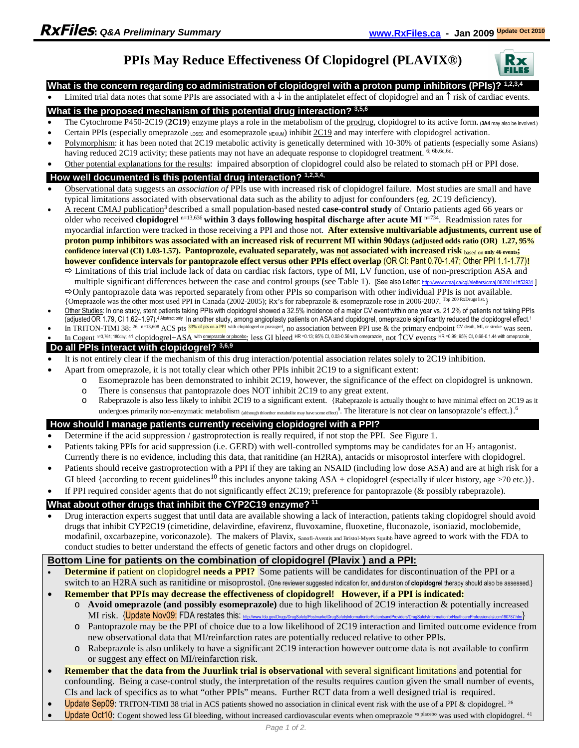**RxFiles**: *Q&A Preliminary Summary* — www.RxFiles.ca - Jan 2009 Update Oct 2010

# PPIs May Reduce Effectiveness Of Clopidogrel (PLAVIX®)

## What is the concern regarding co administration of clopidogrel with a proton pump inhibitors (PPIs)? [1,2,3,4]

- Limited trial data notes that some PPIs are associated with a ↓ in the antiplatelet effect of clopidogrel and an ↑ risk of cardiac events.

## What is the proposed mechanism of this potential drug interaction? [3,5,6]

- The Cytochrome P450-2C19 (**2C19**) enzyme plays a role in the metabolism of the prodrug, clopidogrel to its active form. (**3A4** may also be involved.)
- Certain PPIs (especially omeprazole LOSEC and esomeprazole NEXIUM) inhibit 2C19 and may interfere with clopidogrel activation.
- Polymorphism: it has been noted that 2C19 metabolic activity is genetically determined with 10-30% of patients (especially some Asians) having reduced 2C19 activity; these patients may not have an adequate response to clopidogrel treatment. [6; 6b,6c,6d.]
- Other potential explanations for the results: impaired absorption of clopidogrel could also be related to stomach pH or PPI dose.

## How well documented is this potential drug interaction? [1,2,3,4,]

- Observational data suggests an *association of* PPIs use with increased risk of clopidogrel failure. Most studies are small and have typical limitations associated with observational data such as the ability to adjust for confounders (eg. 2C19 deficiency).
- A recent CMAJ publication[3] described a small population-based nested **case-control study** of Ontario patients aged 66 years or older who received **clopidogrel** n=13,636 **within 3 days following hospital discharge after acute MI** n=734. Readmission rates for myocardial infarction were tracked in those receiving a PPI and those not. **After extensive multivariable adjustments, current use of proton pump inhibitors was associated with an increased risk of recurrent MI within 90days (adjusted odds ratio (OR) 1.27, 95% confidence interval (CI) 1.03-1.57). Pantoprazole, evaluated separately, was not associated with increased risk** based on **only 46 events; however confidence intervals for pantoprazole effect versus other PPIs effect overlap** (OR CI: Pant 0.70-1.47; Other PPI 1.1-1.77)!
  - ⇨ Limitations of this trial include lack of data on cardiac risk factors, type of MI, LV function, use of non-prescription ASA and multiple significant differences between the case and control groups (see Table 1). [See also Letter: http://www.cmaj.ca/cgi/eletters/cmaj.082001v1#53931 ]
  - ⇨ Only pantoprazole data was reported separately from other PPIs so comparison with other individual PPIs is not available.
  
  {Omeprazole was the other most used PPI in Canada (2002-2005); Rx's for rabeprazole & esomeprazole rose in 2006-2007. Top 200 RxDrugs list.}
- Other Studies: In one study, stent patients taking PPIs with clopidogrel showed a 32.5% incidence of a major CV event within one year vs. 21.2% of patients not taking PPIs (adjusted OR 1.79, CI 1.62–1.97).[4 Abstract only] In another study, among angioplasty patients on ASA and clopidogrel, omeprazole significantly reduced the clopidogrel effect.[1]
- In TRITON-TIMI 38: [26,] n=13,608 ACS pts 33% of pts on a PPI with clopidogrel or prasugrel, no association between PPI use & the primary endpoint CV death, MI, or stroke was seen.
- In Cogent n=3,761; 180day: [41] clopidogrel+ASA with omeprazole or placebo; less GI bleed HR =0.13; 95% CI, 0.03-0.56 with omeprazole, not ↑CV events HR =0.99; 95% CI, 0.68-1.44 with omeprazole.

## Do all PPIs interact with clopidogrel? [3,6,9]

- It is not entirely clear if the mechanism of this drug interaction/potential association relates solely to 2C19 inhibition.
- Apart from omeprazole, it is not totally clear which other PPIs inhibit 2C19 to a significant extent:
  - Esomeprazole has been demonstrated to inhibit 2C19, however, the significance of the effect on clopidogrel is unknown.
  - There is consensus that pantoprazole does NOT inhibit 2C19 to any great extent.
  - Rabeprazole is also less likely to inhibit 2C19 to a significant extent. {Rabeprazole is actually thought to have minimal effect on 2C19 as it undergoes primarily non-enzymatic metabolism (although thioether metabolite may have some effect)[8]. The literature is not clear on lansoprazole's effect.}.[6]

## How should I manage patients currently receiving clopidogrel with a PPI?

- Determine if the acid suppression / gastroprotection is really required, if not stop the PPI. See Figure 1.
- Patients taking PPIs for acid suppression (i.e. GERD) with well-controlled symptoms may be candidates for an $H_2$ antagonist. Currently there is no evidence, including this data, that ranitidine (an H2RA), antacids or misoprostol interfere with clopidogrel.
- Patients should receive gastroprotection with a PPI if they are taking an NSAID (including low dose ASA) and are at high risk for a GI bleed {according to recent guidelines[10] this includes anyone taking ASA + clopidogrel (especially if ulcer history, age >70 etc.)}.
- If PPI required consider agents that do not significantly effect 2C19; preference for pantoprazole (& possibly rabeprazole).

## What about other drugs that inhibit the CYP2C19 enzyme? [11]

- Drug interaction experts suggest that until data are available showing a lack of interaction, patients taking clopidogrel should avoid drugs that inhibit CYP2C19 (cimetidine, delavirdine, efavirenz, fluvoxamine, fluoxetine, fluconazole, isoniazid, moclobemide, modafinil, oxcarbazepine, voriconazole). The makers of Plavix, Sanofi-Aventis and Bristol-Myers Squibb have agreed to work with the FDA to conduct studies to better understand the effects of genetic factors and other drugs on clopidogrel.

## Bottom Line for patients on the combination of clopidogrel (Plavix ) and a PPI:

- **Determine if** patient on clopidogrel **needs a PPI?** Some patients will be candidates for discontinuation of the PPI or a switch to an H2RA such as ranitidine or misoprostol. {One reviewer suggested indication for, and duration of **clopidogrel** therapy should also be assessed.}
- **Remember that PPIs may decrease the effectiveness of clopidogrel! However, if a PPI is indicated:**
  - **Avoid omeprazole (and possibly esomeprazole)** due to high likelihood of 2C19 interaction & potentially increased MI risk. {Update Nov09: FDA restates this: http://www.fda.gov/Drugs/DrugSafety/PostmarketDrugSafetyInformationforPatientsandProviders/DrugSafetyInformationforHeathcareProfessionals/ucm190787.htm}
  - Pantoprazole may be the PPI of choice due to a low likelihood of 2C19 interaction and limited outcome evidence from new observational data that MI/reinfarction rates are potentially reduced relative to other PPIs.
  - Rabeprazole is also unlikely to have a significant 2C19 interaction however outcome data is not available to confirm or suggest any effect on MI/reinfarction risk.
- **Remember that the data from the Juurlink trial is observational** with several significant limitations and potential for confounding. Being a case-control study, the interpretation of the results requires caution given the small number of events, CIs and lack of specifics as to what "other PPIs" means. Further RCT data from a well designed trial is required.
- Update Sep09: TRITON-TIMI 38 trial in ACS patients showed no association in clinical event risk with the use of a PPI & clopidogrel. [26]
- Update Oct10: Cogent showed less GI bleeding, without increased cardiovascular events when omeprazole vs placebo was used with clopidogrel. [41]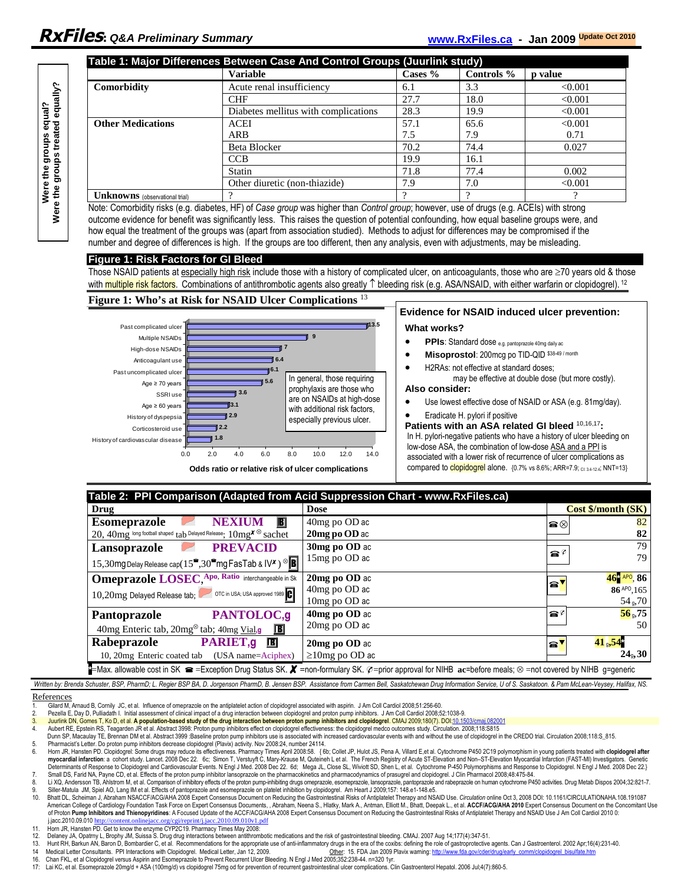## Table 1: Major Differences Between Case And Control Groups (Juurlink study)

*Were the groups equal? Were the groups treated equally?*

| | Variable | Cases % | Controls % | p value |
|---|---|---|---|---|
| **Comorbidity** | Acute renal insufficiency | 6.1 | 3.3 | <0.001 |
| | CHF | 27.7 | 18.0 | <0.001 |
| | Diabetes mellitus with complications | 28.3 | 19.9 | <0.001 |
| **Other Medications** | ACEI | 57.1 | 65.6 | <0.001 |
| | ARB | 7.5 | 7.9 | 0.71 |
| | Beta Blocker | 70.2 | 74.4 | 0.027 |
| | CCB | 19.9 | 16.1 | |
| | Statin | 71.8 | 77.4 | 0.002 |
| | Other diuretic (non-thiazide) | 7.9 | 7.0 | <0.001 |
| **Unknowns** (observational trial) | ? | ? | ? | ? |

Note: Comorbidity risks (e.g. diabetes, HF) of *Case group* was higher than *Control group*; however, use of drugs (e.g. ACEIs) with strong outcome evidence for benefit was significantly less. This raises the question of potential confounding, how equal baseline groups were, and how equal the treatment of the groups was (apart from association studied). Methods to adjust for differences may be compromised if the number and degree of differences is high. If the groups are too different, then any analysis, even with adjustments, may be misleading.

## Figure 1: Risk Factors for GI Bleed

Those NSAID patients at especially high risk include those with a history of complicated ulcer, on anticoagulants, those who are ≥70 years old & those with multiple risk factors. Combinations of antithrombotic agents also greatly ↑ bleeding risk (e.g. ASA/NSAID, with either warfarin or clopidogrel). [12]

### Figure 1: Who's at Risk for NSAID Ulcer Complications [13]

| Risk factor | Odds ratio or relative risk of ulcer complications |
|---|---|
| Past complicated ulcer | 13.5 |
| Multiple NSAIDs | 9 |
| High-dose NSAIDs | 7 |
| Anticoagulant use | 6.4 |
| Past uncomplicated ulcer | 6.1 |
| Age ≥ 70 years | 5.6 |
| SSRI use | 3.6 |
| Age ≥ 60 years | 3.1 |
| History of dyspepsia | 2.9 |
| Corticosteroid use | 2.2 |
| History of cardiovascular disease | 1.8 |

Odds ratio or relative risk of ulcer complications

In general, those requiring prophylaxis are those who are on NSAIDs at high-dose with additional risk factors, especially previous ulcer.

### Evidence for NSAID induced ulcer prevention:

**What works?**

- **PPIs**: Standard dose e.g. pantoprazole 40mg daily ac
- **Misoprostol**: 200mcg po TID-QID $38-49 / month
- H2RAs: not effective at standard doses; may be effective at double dose (but more costly).

**Also consider:**

- Use lowest effective dose of NSAID or ASA (e.g. 81mg/day).
- Eradicate H. pylori if positive

**Patients with an ASA related GI bleed** [10,16,17]**:**
In H. pylori-negative patients who have a history of ulcer bleeding on low-dose ASA, the combination of low-dose ASA and a PPI is associated with a lower risk of recurrence of ulcer complications as compared to clopidogrel alone. {0.7% vs 8.6%; ARR=7.9; CI: 3.4-12.4; NNT=13}

## Table 2: PPI Comparison (Adapted from Acid Suppression Chart - www.RxFiles.ca)

| Drug | Dose | | Cost $/month (SK) |
|---|---|---|---|
| **Esomeprazole** NEXIUM B<br>20, 40mg long football shaped tab Delayed Release; 10mg✗⊗ sachet | 40mg po OD ac<br>**20mg po OD** ac | ☎⊗ | 82<br>**82** |
| **Lansoprazole** PREVACID<br>15,30mg Delay Release cap(15☎,30☎mg FasTab & IV✗) ⊗ B | **30mg po OD** ac<br>15mg po OD ac | ☎ ✆ | 79<br>79 |
| **Omeprazole** LOSEC, Apo, Ratio interchangeable in Sk<br>10,20mg Delayed Release tab; OTC in USA; USA approved 1989 C | **20mg po OD** ac<br>40mg po OD ac<br>10mg po OD ac | ☎▼ | **46▮** APO, 86<br>**86** APO, 165<br>54g, 70 |
| **Pantoprazole** PANTOLOC,g<br>40mg Enteric tab, 20mg⊗ tab; 40mg Vial,g B | **40mg po OD** ac<br>20mg po OD ac | ☎ ✆ | **56**g, 75<br>50 |
| **Rabeprazole** PARIET,g B<br>10, 20mg Enteric coated tab (USA name=Aciphex) | **20mg po OD** ac<br>≥10mg po OD ac | ☎▼ | **41**g, **54▮**<br>**24**g, **30** |

▮=Max. allowable cost in SK ☎ =Exception Drug Status SK. ✗ =non-formulary SK. ✆=prior approval for NIHB **ac**=before meals; ⊗ =not covered by NIHB g=generic

*Written by: Brenda Schuster, BSP, PharmD; L. Regier BSP BA, D. Jorgenson PharmD, B. Jensen BSP. Assistance from Carmen Bell, Saskatchewan Drug Information Service, U of S. Saskatoon. & Pam McLean-Veysey, Halifax, NS.*

## References

1. Gilard M, Arnaud B, Cornily JC, et al. Influence of omeprazole on the antiplatelet action of clopidogrel associated with aspirin. J Am Coll Cardiol 2008;51:256-60.
2. Pezella E, Day D, Pulliadath I. Initial assessment of clinical impact of a drug interaction between clopidogrel and proton pump inhibitors. J Am Coll Cardiol 2008;52:1038-9.
3. Juurlink DN, Gomes T, Ko D, et al. **A population-based study of the drug interaction between proton pump inhibitors and clopidogrel.** CMAJ 2009;180(7). DOI:10.1503/cmaj.082001
4. Aubert RE, Epstein RS, Teagarden JR et al. Abstract 3998: Proton pump inhibitors effect on clopidogrel effectiveness: the clopidogrel medco outcomes study. Circulation. 2008;118:S815
   Dunn SP, Macaulay TE, Brennan DM et al. Abstract 3999 :Baseline proton pump inhibitors use is associated with increased cardiovascular events with and without the use of clopidogrel in the CREDO trial. Circulation 2008;118:S_815.
5. Pharmacist's Letter. Do proton pump inhibitors decrease clopidogrel (Plavix) activity. Nov 2008:24, number 24114.
6. Horn JR, Hansten PD. Clopidogrel: Some drugs may reduce its effectiveness. Pharmacy Times April 2008:58. {6b; Collet JP, Hulot JS, Pena A, Villard E,et al. Cytochrome P450 2C19 polymorphism in young patients treated with **clopidogrel after myocardial infarction**: a cohort study. Lancet. 2008 Dec 22. 6c; Simon T, Verstuyft C, Mary-Krause M, Quteineh L et al. The French Registry of Acute ST-Elevation and Non–ST-Elevation Myocardial Infarction (FAST-MI) Investigators. Genetic Determinants of Response to Clopidogrel and Cardiovascular Events. N Engl J Med. 2008 Dec 22. 6d; Mega JL, Close SL, Wiviott SD, Shen L, et al. Cytochrome P-450 Polymorphisms and Response to Clopidogrel. N Engl J Med. 2008 Dec 22.}
7. Small DS, Farid NA, Payne CD, et al. Effects of the proton pump inhibitor lansoprazole on the pharmacokinetics and pharmacodynamics of prasugrel and clopidogrel. J Clin Pharmacol 2008;48:475-84.
8. Li XQ, Andersson TB, Ahlstrom M, et al. Comparison of inhibitory effects of the proton pump-inhibiting drugs omeprazole, esomeprazole, lansoprazole, pantoprazole and rabeprazole on human cytochrome P450 activities. Drug Metab Dispos 2004;32:821-7.
9. Siller-Matula JM, Spiel AO, Lang IM et al. Effects of pantoprazole and esomeprazole on platelet inhibition by clopidogrel. Am Heart J 2009;157: 148.e1-148.e5.
10. Bhatt DL, Scheiman J, Abraham NSACCF/ACG/AHA 2008 Expert Consensus Document on Reducing the Gastrointestinal Risks of Antiplatelet Therapy and NSAID Use. *Circulation* online Oct 3, 2008 DOI: 10.1161/CIRCULATIONAHA.108.191087
    American College of Cardiology Foundation Task Force on Expert Consensus Documents, , Abraham, Neena S., Hlatky, Mark A., Antman, Elliott M., Bhatt, Deepak L., et al. **ACCF/ACG/AHA 2010** Expert Consensus Document on the Concomitant Use of Proton **Pump Inhibitors and Thienopyridines**: A Focused Update of the ACCF/ACG/AHA 2008 Expert Consensus Document on Reducing the Gastrointestinal Risks of Antiplatelet Therapy and NSAID Use J Am Coll Cardiol 2010 0: j.jacc.2010.09.010 http://content.onlinejacc.org/cgi/reprint/j.jacc.2010.09.010v1.pdf
11. Horn JR, Hansten PD. Get to know the enzyme CYP2C19. Pharmacy Times May 2008:
12. Delaney JA, Opatrny L, Brophy JM, Suissa S. Drug drug interactions between antithrombotic medications and the risk of gastrointestinal bleeding. CMAJ. 2007 Aug 14;177(4):347-51.
13. Hunt RH, Barkun AN, Baron D, Bombardier C, et al. Recommendations for the appropriate use of anti-inflammatory drugs in the era of the coxibs: defining the role of gastroprotective agents. Can J Gastroenterol. 2002 Apr;16(4):231-40.
14. Medical Letter Consultants. PPI Interactions with Clopidogrel. Medical Letter, Jan 12, 2009. Other: 15. FDA Jan 2009 Plavix warning: http://www.fda.gov/cder/drug/early_comm/clopidogrel_bisulfate.htm
16. Chan FKL, et al Clopidogrel versus Aspirin and Esomeprazole to Prevent Recurrent Ulcer Bleeding. N Engl J Med 2005;352:238-44. n=320 1yr.
17. Lai KC, et al. Esomeprazole 20mg/d + ASA (100mg/d) vs clopidogrel 75mg od for prevention of recurrent gastrointestinal ulcer complications. Clin Gastroenterol Hepatol. 2006 Jul;4(7):860-5.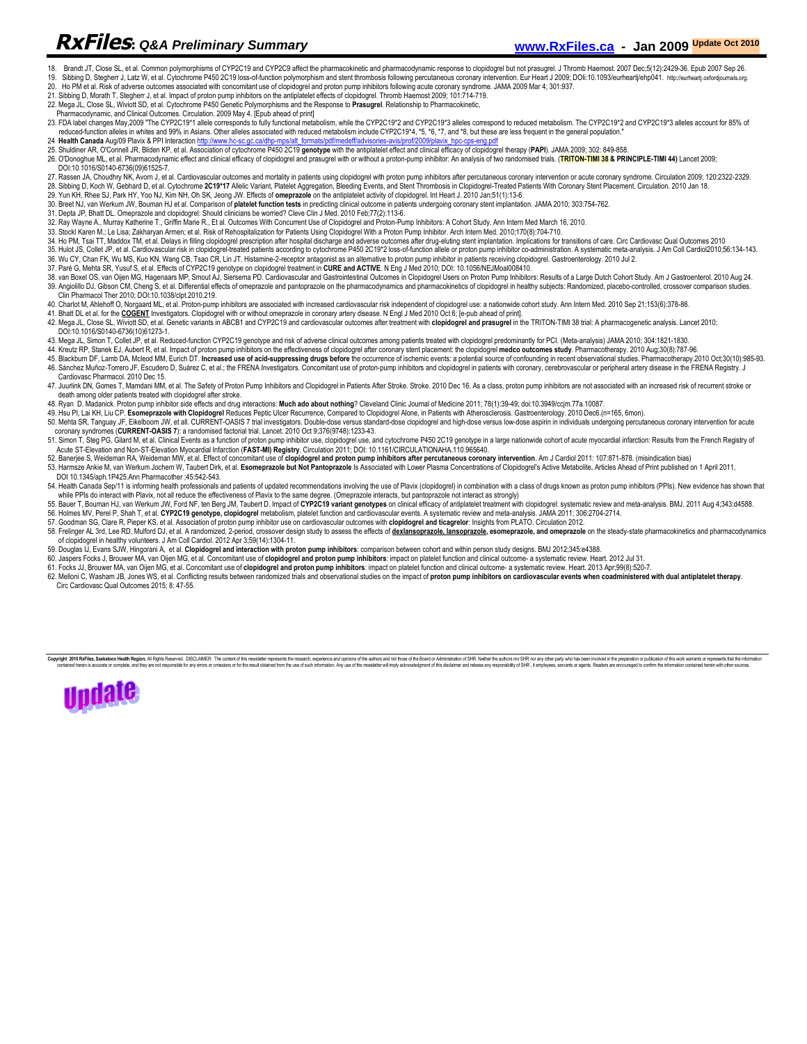18. Brandt JT, Close SL, et al. Common polymorphisms of CYP2C19 and CYP2C9 affect the pharmacokinetic and pharmacodynamic response to clopidogrel but not prasugrel. J Thromb Haemost. 2007 Dec;5(12):2429-36. Epub 2007 Sep 26.
19. Sibbing D, Stegherr J, Latz W, et al. Cytochrome P450 2C19 loss-of-function polymorphism and stent thrombosis following percutaneous coronary intervention. Eur Heart J 2009; DOI:10.1093/eurheartj/ehp041. http://eurheartj.oxfordjournals.org.
20. Ho PM et al. Risk of adverse outcomes associated with concomitant use of clopidogrel and proton pump inhibitors following acute coronary syndrome. JAMA 2009 Mar 4; 301:937.
21. Sibbing D, Morath T, Stegherr J, et al. Impact of proton pump inhibitors on the antiplatelet effects of clopidogrel. Thromb Haemost 2009; 101:714-719.
22. Mega JL, Close SL, Wiviott SD, et al. Cytochrome P450 Genetic Polymorphisms and the Response to **Prasugrel**. Relationship to Pharmacokinetic, Pharmacodynamic, and Clinical Outcomes. Circulation. 2009 May 4. [Epub ahead of print]
23. FDA label changes May,2009 "The CYP2C19*1 allele corresponds to fully functional metabolism, while the CYP2C19*2 and CYP2C19*3 alleles correspond to reduced metabolism. The CYP2C19*2 and CYP2C19*3 alleles account for 85% of reduced-function alleles in whites and 99% in Asians. Other alleles associated with reduced metabolism include CYP2C19*4, *5, *6, *7, and *8, but these are less frequent in the general population."
24. **Health Canada** Aug/09 Plavix & PPI Interaction http://www.hc-sc.gc.ca/dhp-mps/alt_formats/pdf/medeff/advisories-avis/prof/2009/plavix_hpc-cps-eng.pdf
25. Shuldiner AR, O'Connell JR, Bliden KP, et al. Association of cytochrome P450 2C19 **genotype** with the antiplatelet effect and clinical efficacy of clopidogrel therapy (**PAPI**). JAMA 2009; 302: 849-858.
26. O'Donoghue ML, et al. Pharmacodynamic effect and clinical efficacy of clopidogrel and prasugrel with or without a proton-pump inhibitor: An analysis of two randomised trials. (**TRITON-TIMI 38 & PRINCIPLE-TIMI 44)** Lancet 2009; DOI:10.1016/S0140-6736(09)61525-7.
27. Rassen JA, Choudhry NK, Avorn J, et al. Cardiovascular outcomes and mortality in patients using clopidogrel with proton pump inhibitors after percutaneous coronary intervention or acute coronary syndrome. Circulation 2009; 120:2322-2329.
28. Sibbing D, Koch W, Gebhard D, et al. Cytochrome **2C19*17** Allelic Variant, Platelet Aggregation, Bleeding Events, and Stent Thrombosis in Clopidogrel-Treated Patients With Coronary Stent Placement. Circulation. 2010 Jan 18.
29. Yun KH, Rhee SJ, Park HY, Yoo NJ, Kim NH, Oh SK, Jeong JW. Effects of **omeprazole** on the antiplatelet activity of clopidogrel. Int Heart J. 2010 Jan;51(1):13-6.
30. Breet NJ, van Werkum JW, Bouman HJ et al. Comparison of **platelet function tests** in predicting clinical outcome in patients undergoing coronary stent implantation. JAMA 2010; 303:754-762.
31. Depta JP, Bhatt DL. Omeprazole and clopidogrel: Should clinicians be worried? Cleve Clin J Med. 2010 Feb;77(2):113-6.
32. Ray Wayne A., Murray Katherine T., Griffin Marie R., Et al. Outcomes With Concurrent Use of Clopidogrel and Proton-Pump Inhibitors: A Cohort Study. Ann Intern Med March 16, 2010.
33. Stockl Karen M.; Le Lisa; Zakharyan Armen; et al. Risk of Rehospitalization for Patients Using Clopidogrel With a Proton Pump Inhibitor. Arch Intern Med. 2010;170(8):704-710.
34. Ho PM, Tsai TT, Maddox TM, et al. Delays in filling clopidogrel prescription after hospital discharge and adverse outcomes after drug-eluting stent implantation. Implications for transitions of care. Circ Cardiovasc Qual Outcomes 2010
35. Hulot JS, Collet JP, et al. Cardiovascular risk in clopidogrel-treated patients according to cytochrome P450 2C19*2 loss-of-function allele or proton pump inhibitor co-administration. A systematic meta-analysis. J Am Coll Cardiol2010;56:134-143.
36. Wu CY, Chan FK, Wu MS, Kuo KN, Wang CB, Tsao CR, Lin JT. Histamine-2-receptor antagonist as an alternative to proton pump inhibitor in patients receiving clopidogrel. Gastroenterology. 2010 Jul 2.
37. Paré G, Mehta SR, Yusuf S, et al. Effects of CYP2C19 genotype on clopidogrel treatment in **CURE and ACTIVE**. N Eng J Med 2010; DOI: 10.1056/NEJMoa1008410.
38. van Boxel OS, van Oijen MG, Hagenaars MP, Smout AJ, Siersema PD. Cardiovascular and Gastrointestinal Outcomes in Clopidogrel Users on Proton Pump Inhibitors: Results of a Large Dutch Cohort Study. Am J Gastroenterol. 2010 Aug 24.
39. Angiolillo DJ, Gibson CM, Cheng S, et al. Differential effects of omeprazole and pantoprazole on the pharmacodynamics and pharmacokinetics of clopidogrel in healthy subjects: Randomized, placebo-controlled, crossover comparison studies. Clin Pharmacol Ther 2010; DOI:10.1038/clpt.2010.219.
40. Charlot M, Ahlehoff O, Norgaard ML, et al. Proton-pump inhibitors are associated with increased cardiovascular risk independent of clopidogrel use: a nationwide cohort study. Ann Intern Med. 2010 Sep 21;153(6):378-86.
41. Bhatt DL et al. for the **COGENT** Investigators. Clopidogrel with or without omeprazole in coronary artery disease. N Engl J Med 2010 Oct 6; [e-pub ahead of print].
42. Mega JL, Close SL, Wiviott SD, et al. Genetic variants in ABCB1 and CYP2C19 and cardiovascular outcomes after treatment with **clopidogrel and prasugrel** in the TRITON-TIMI 38 trial: A pharmacogenetic analysis. Lancet 2010; DOI:10.1016/S0140-6736(10)61273-1.
43. Mega JL, Simon T, Collet JP, et al. Reduced-function CYP2C19 genotype and risk of adverse clinical outcomes among patients treated with clopidogrel predominantly for PCI. (Meta-analysis) JAMA 2010; 304:1821-1830.
44. Kreutz RP, Stanek EJ, Aubert R, et al. Impact of proton pump inhibitors on the effectiveness of clopidogrel after coronary stent placement: the clopidogrel **medco outcomes study**. Pharmacotherapy. 2010 Aug;30(8):787-96.
45. Blackburn DF, Lamb DA, Mcleod MM, Eurich DT. **Increased use of acid-suppressing drugs before** the occurrence of ischemic events: a potential source of confounding in recent observational studies. Pharmacotherapy.2010 Oct;30(10):985-93.
46. Sánchez Muñoz-Torrero JF, Escudero D, Suárez C, et al.; the FRENA Investigators. Concomitant use of proton-pump inhibitors and clopidogrel in patients with coronary, cerebrovascular or peripheral artery disease in the FRENA Registry. J Cardiovasc Pharmacol. 2010 Dec 15.
47. Juurlink DN, Gomes T, Mamdani MM, et al. The Safety of Proton Pump Inhibitors and Clopidogrel in Patients After Stroke. Stroke. 2010 Dec 16. As a class, proton pump inhibitors are not associated with an increased risk of recurrent stroke or death among older patients treated with clopidogrel after stroke.
48. Ryan D. Madanick. Proton pump inhibitor side effects and drug interactions: **Much ado about nothing**? Cleveland Clinic Journal of Medicine 2011; 78(1):39-49; doi:10.3949/ccjm.77a.10087.
49. Hsu PI, Lai KH, Liu CP. **Esomeprazole with Clopidogrel** Reduces Peptic Ulcer Recurrence, Compared to Clopidogrel Alone, in Patients with Atherosclerosis. Gastroenterology. 2010 Dec6.(n=165, 6mon).
50. Mehta SR, Tanguay JF, Eikelboom JW, et all. CURRENT-OASIS 7 trial investigators. Double-dose versus standard-dose clopidogrel and high-dose versus low-dose aspirin in individuals undergoing percutaneous coronary intervention for acute coronary syndromes (**CURRENT-OASIS 7**): a randomised factorial trial. Lancet. 2010 Oct 9;376(9748):1233-43.
51. Simon T, Steg PG, Gilard M, et al. Clinical Events as a function of proton pump inhibitor use, clopidogrel use, and cytochrome P450 2C19 genotype in a large nationwide cohort of acute myocardial infarction: Results from the French Registry of Acute ST-Elevation and Non-ST-Elevation Myocardial Infarction (**FAST-MI) Registry**. Circulation 2011; DOI: 10.1161/CIRCULATIONAHA.110.965640.
52. Banerjee S, Weideman RA, Weideman MW, et al. Effect of concomitant use of **clopidogrel and proton pump inhibitors after percutaneous coronary intervention**. Am J Cardiol 2011: 107:871-878. (misindication bias)
53. Harmsze Ankie M, van Werkum Jochem W, Taubert Dirk, et al. **Esomeprazole but Not Pantoprazole** Is Associated with Lower Plasma Concentrations of Clopidogrel's Active Metabolite**.** Articles Ahead of Print published on 1 April 2011, DOI 10.1345/aph.1P425.Ann Pharmacother ;45:542-543.
54. Health Canada Sep/11 is informing health professionals and patients of updated recommendations involving the use of Plavix (clopidogrel) in combination with a class of drugs known as proton pump inhibitors (PPIs). New evidence has shown that while PPIs do interact with Plavix, not all reduce the effectiveness of Plavix to the same degree. (Omeprazole interacts, but pantoprazole not interact as strongly)
55. Bauer T, Bouman HJ, van Werkum JW, Ford NF, ten Berg JM, Taubert D. Impact of **CYP2C19 variant genotypes** on clinical efficacy of antiplatelet treatment with clopidogrel: systematic review and meta-analysis. BMJ. 2011 Aug 4;343:d4588.
56. Holmes MV, Perel P, Shah T, et al. **CYP2C19 genotype, clopidogrel** metabolism, platelet function and cardiovascular events. A systematic review and meta-analysis. JAMA 2011; 306:2704-2714.
57. Goodman SG, Clare R, Pieper KS, et al. Association of proton pump inhibitor use on cardiovascular outcomes with **clopidogrel and ticagrelor**: Insights from PLATO. Circulation 2012.
58. Frelinger AL 3rd, Lee RD, Mulford DJ, et al. A randomized, 2-period, crossover design study to assess the effects of **dexlansoprazole, lansoprazole**, **esomeprazole, and omeprazole** on the steady-state pharmacokinetics and pharmacodynamics of clopidogrel in healthy volunteers. J Am Coll Cardiol. 2012 Apr 3;59(14):1304-11.
59. Douglas IJ, Evans SJW, Hingorani A, et al. **Clopidogrel and interaction with proton pump inhibitors**: comparison between cohort and within person study designs. BMJ 2012;345:e4388.
60. Jaspers Focks J, Brouwer MA, van Oijen MG, et al. Concomitant use of **clopidogrel and proton pump inhibitors**: impact on platelet function and clinical outcome- a systematic review. Heart. 2012 Jul 31.
61. Focks JJ, Brouwer MA, van Oijen MG, et al. Concomitant use of **clopidogrel and proton pump inhibitors**: impact on platelet function and clinical outcome- a systematic review. Heart. 2013 Apr;99(8):520-7.
62. Melloni C, Washam JB, Jones WS, et al. Conflicting results between randomized trials and observational studies on the impact of **proton pump inhibitors on cardiovascular events when coadministered with dual antiplatelet therapy**. Circ Cardiovasc Qual Outcomes 2015; 8: 47-55.

Copyright 2010 RxFiles, Saskatoon Health Region; All Rights Reserved. DISCLAIMER: The content of this newsletter represents the research, experience and opinions of the authors and not those of the Board or Administration of SHR. Neither the authors nor SHR nor any other party who has been involved in the preparation or publication of this work warrants or represents that the information contained herein is accurate or complete, and they are not responsible for any errors or omissions or for the result obtained from the use of such information. Any use of the newsletter will imply acknowledgment of this disclaimer and release any responsibility of SHR, it employees, servants or agents. Readers are encouraged to confirm the information contained herein with other sources.

Update